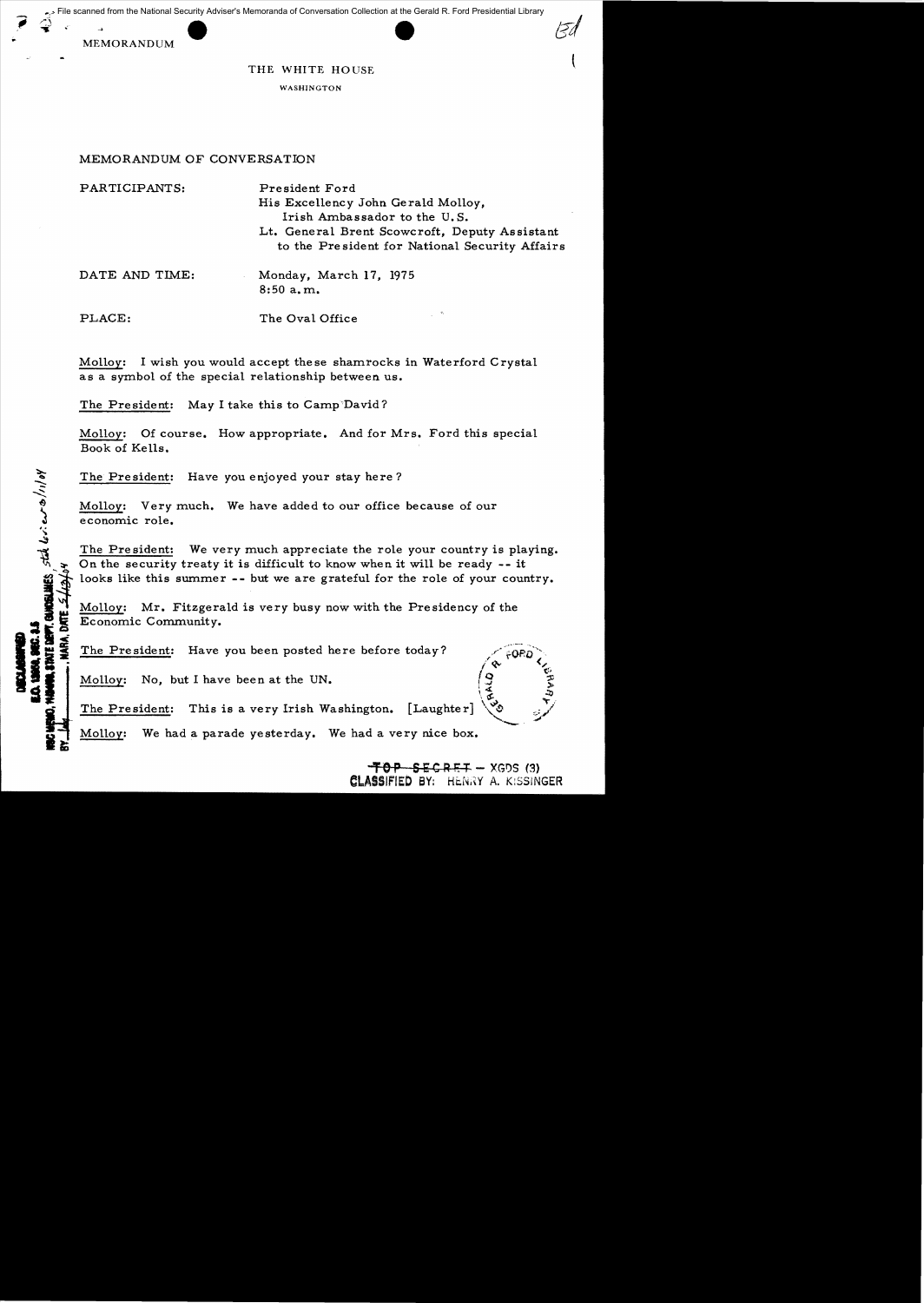File scanned from the National Security Adviser's Memoranda of Conversation Collection at the Gerald R. Ford Presidential Library

MEMORANDUM

THE WHITE HOUSE

WASHINGTON

MEMORANDUM OF CONVERSATION

PARTICIPANTS: President Ford
His Excellency John Gerald Molloy, Irish Ambassador to the U.S.
Lt. General Brent Scowcroft, Deputy Assistant to the President for National Security Affairs

DATE AND TIME: Monday, March 17, 1975
8:50 a.m.

PLACE: The Oval Office

Molloy: I wish you would accept these shamrocks in Waterford Crystal as a symbol of the special relationship between us.

The President: May I take this to Camp David?

Molloy: Of course. How appropriate. And for Mrs. Ford this special Book of Kells.

The President: Have you enjoyed your stay here?

Molloy: Very much. We have added to our office because of our economic role.

The President: We very much appreciate the role your country is playing. On the security treaty it is difficult to know when it will be ready -- it looks like this summer -- but we are grateful for the role of your country.

Molloy: Mr. Fitzgerald is very busy now with the Presidency of the Economic Community.

The President: Have you been posted here before today?

Molloy: No, but I have been at the UN.

The President: This is a very Irish Washington. [Laughter]

Molloy: We had a parade yesterday. We had a very nice box.

TOP SECRET – XGDS (3)
CLASSIFIED BY: HENRY A. KISSINGER

DECLASSIFIED
E.O. 12958, SEC. 3.5
NSC MEMO, 11/24/98, STATE DEPT. GUIDELINES, State Review 3/11/04
BY ___, NARA, DATE 5/13/04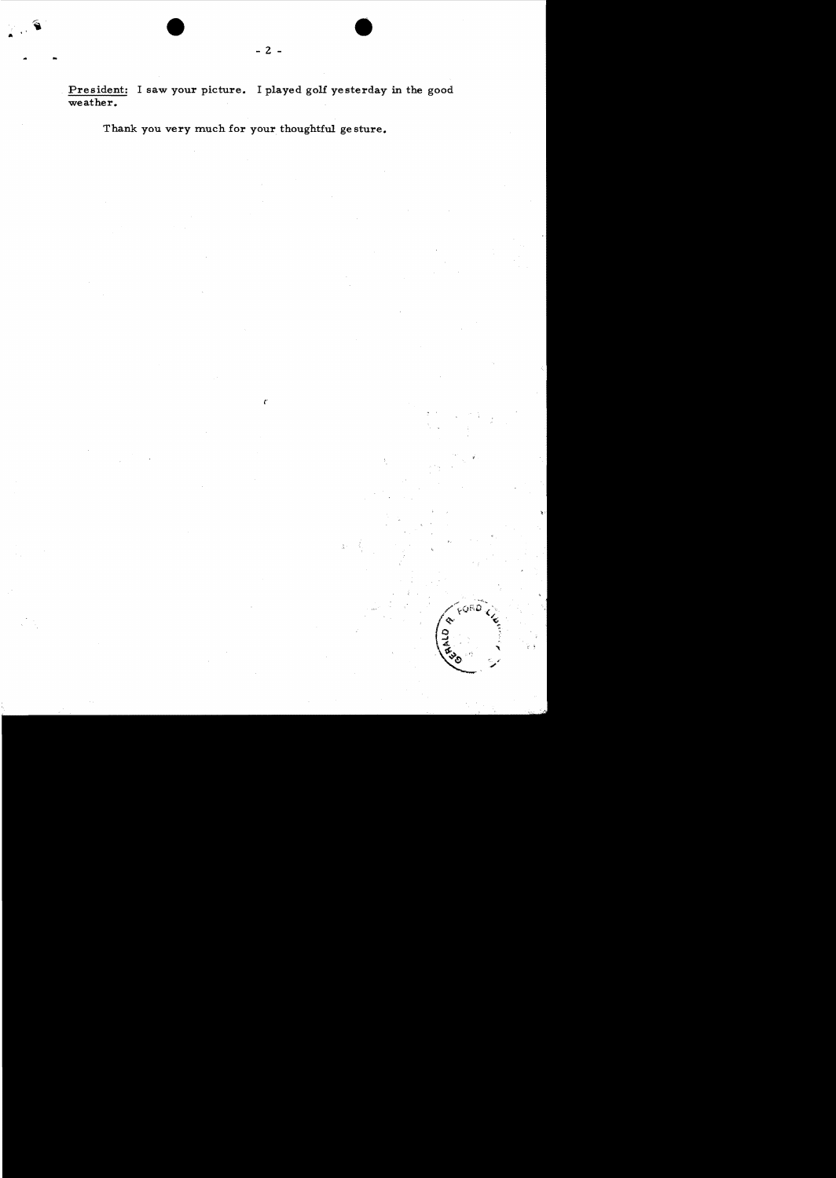<u>President</u>: I saw your picture. I played golf yesterday in the good weather.

Thank you very much for your thoughtful gesture.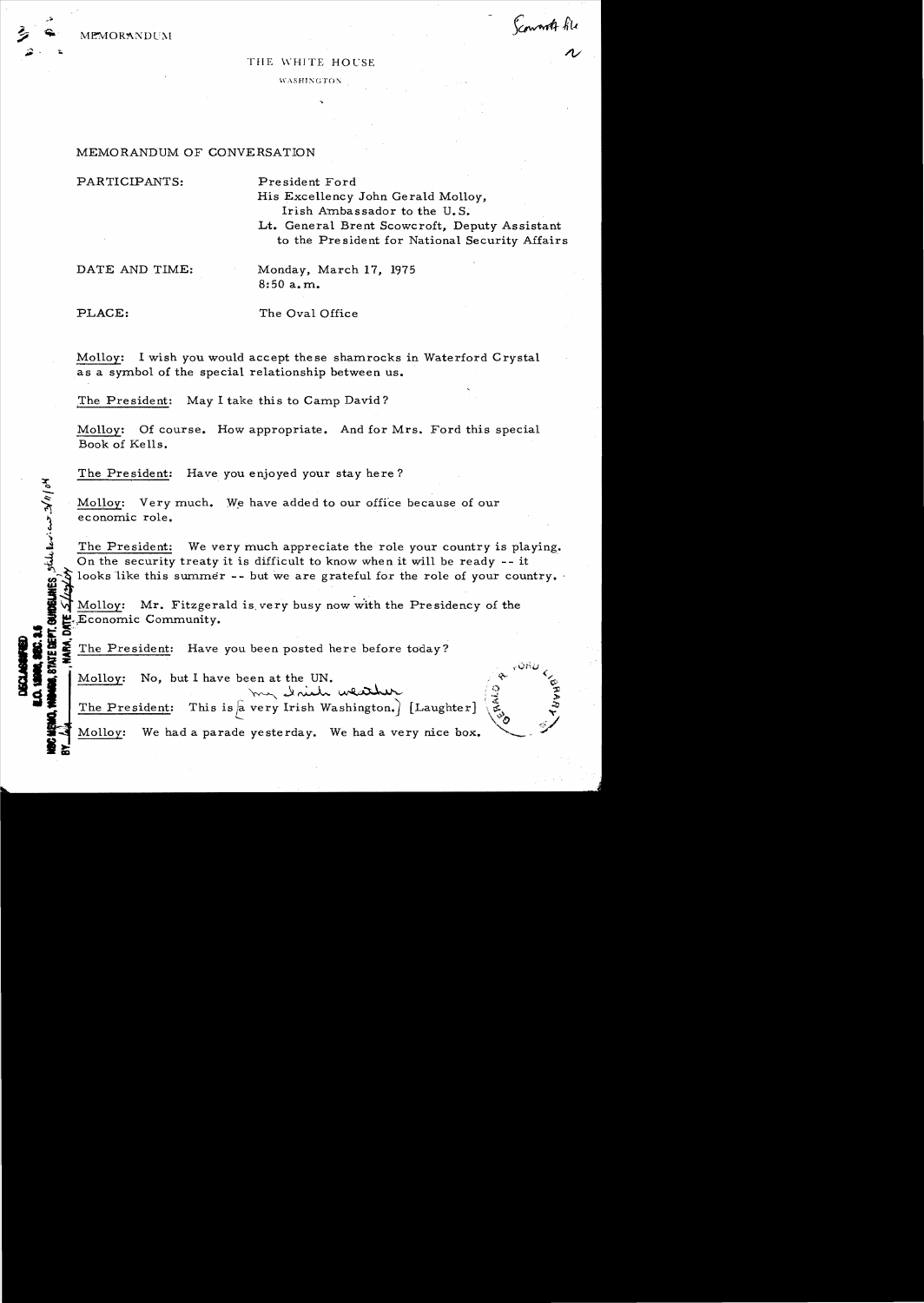MEMORANDUM

Scowcroft file

THE WHITE HOUSE

WASHINGTON

MEMORANDUM OF CONVERSATION

PARTICIPANTS: President Ford
His Excellency John Gerald Molloy, Irish Ambassador to the U.S.
Lt. General Brent Scowcroft, Deputy Assistant to the President for National Security Affairs

DATE AND TIME: Monday, March 17, 1975
8:50 a.m.

PLACE: The Oval Office

Molloy: I wish you would accept these shamrocks in Waterford Crystal as a symbol of the special relationship between us.

The President: May I take this to Camp David?

Molloy: Of course. How appropriate. And for Mrs. Ford this special Book of Kells.

The President: Have you enjoyed your stay here?

Molloy: Very much. We have added to our office because of our economic role.

The President: We very much appreciate the role your country is playing. On the security treaty it is difficult to know when it will be ready -- it looks like this summer -- but we are grateful for the role of your country.

Molloy: Mr. Fitzgerald is very busy now with the Presidency of the Economic Community.

The President: Have you been posted here before today?

Molloy: No, but I have been at the UN.

The President: This is ~~a very Irish Washington.~~ my Irish weather [Laughter]

Molloy: We had a parade yesterday. We had a very nice box.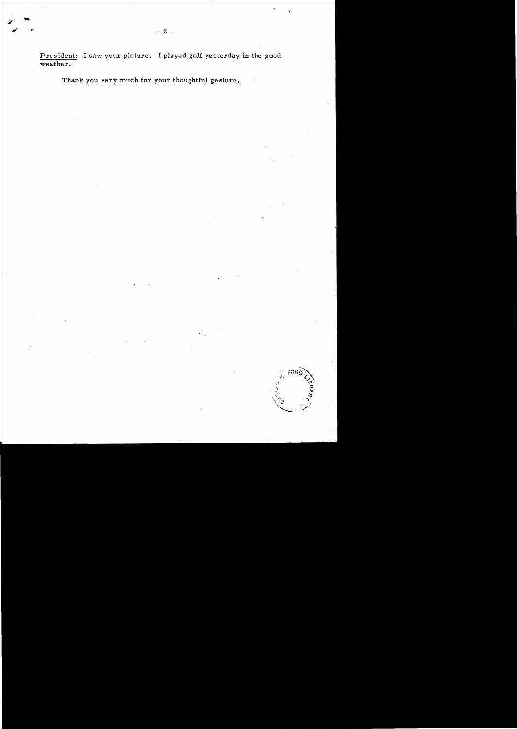<u>President</u>: I saw your picture. I played golf yesterday in the good weather.

Thank you very much for your thoughtful gesture.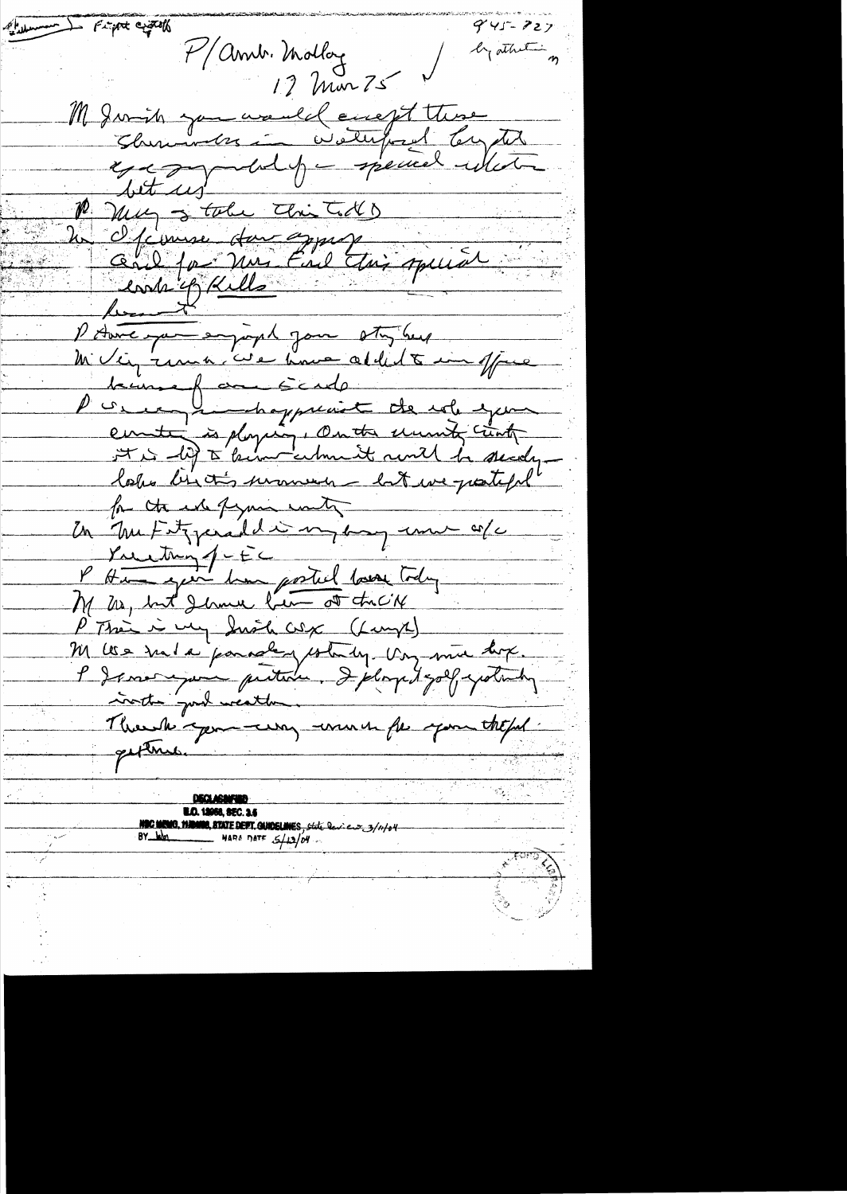Fitzgerald — Fitzgerald caught

945-727

by attention

P/ Amb. Molloy

17 Mar 75

M I wish you would accept these Shamrocks in Waterford Crystal ... special relation between us

P May I take this ...

M Of course ...

And for Mrs Ford this special book of Kells

P Have you enjoyed your stay here

M Very much. We have added to our office because of our Scandal

P I very much appreciate the role your country is playing. On the community ... it is difficult to ... it will be ...

... this moment — but we grateful for the role of your country.

M Mr Fitzgerald ...

... EC

P Has your ... today

M No, but I ... the CIA

P This is my Irish ... (laughs)

M We had a ... yesterday. Very nice ...

P I ... I played golf yesterday in the good weather.

Thank you very much for your thoughtful gestures.

DECLASSIFIED

E.O. 12958, SEC. 3.6

NSC MEMO, 11/24/98, STATE DEPT. GUIDELINES, State Review 3/11/04

BY ___ NARA DATE 5/13/04